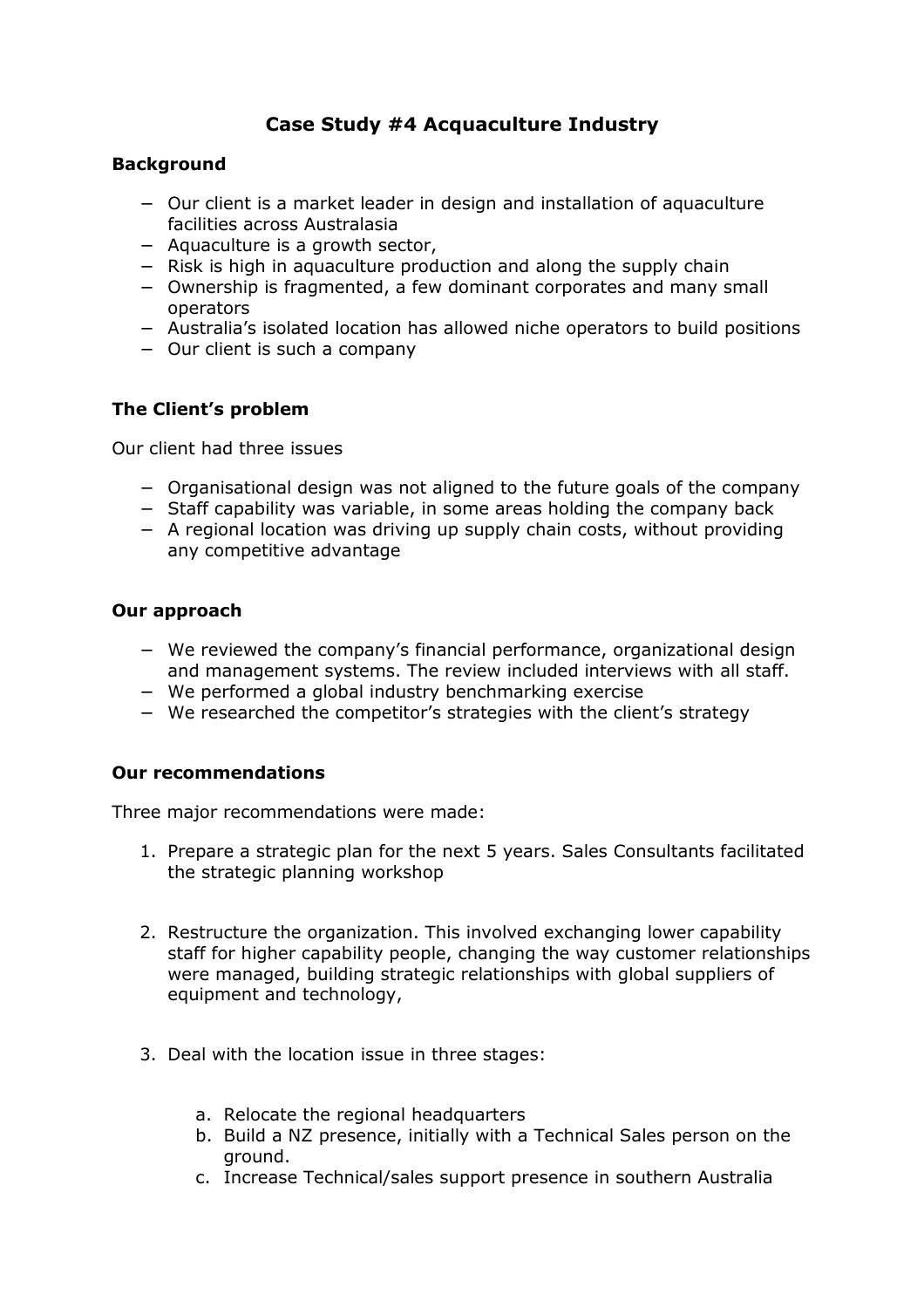# Case Study #4 Acquaculture Industry

## Background

- Our client is a market leader in design and installation of aquaculture facilities across Australasia
- Aquaculture is a growth sector,
- Risk is high in aquaculture production and along the supply chain
- Ownership is fragmented, a few dominant corporates and many small operators
- Australia's isolated location has allowed niche operators to build positions
- Our client is such a company

## The Client's problem

Our client had three issues

- Organisational design was not aligned to the future goals of the company
- Staff capability was variable, in some areas holding the company back
- A regional location was driving up supply chain costs, without providing any competitive advantage

## Our approach

- We reviewed the company's financial performance, organizational design and management systems. The review included interviews with all staff.
- We performed a global industry benchmarking exercise
- We researched the competitor's strategies with the client's strategy

## Our recommendations

Three major recommendations were made:

1. Prepare a strategic plan for the next 5 years. Sales Consultants facilitated the strategic planning workshop

2. Restructure the organization. This involved exchanging lower capability staff for higher capability people, changing the way customer relationships were managed, building strategic relationships with global suppliers of equipment and technology,

3. Deal with the location issue in three stages:

    a. Relocate the regional headquarters
    b. Build a NZ presence, initially with a Technical Sales person on the ground.
    c. Increase Technical/sales support presence in southern Australia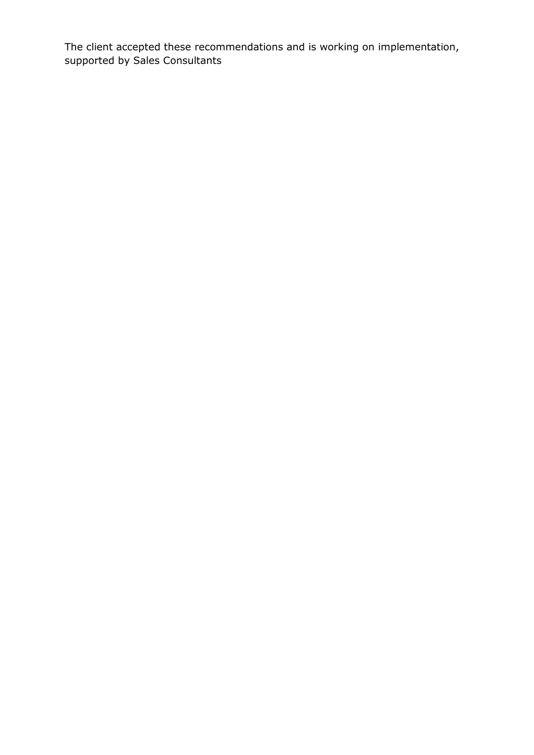The client accepted these recommendations and is working on implementation, supported by Sales Consultants